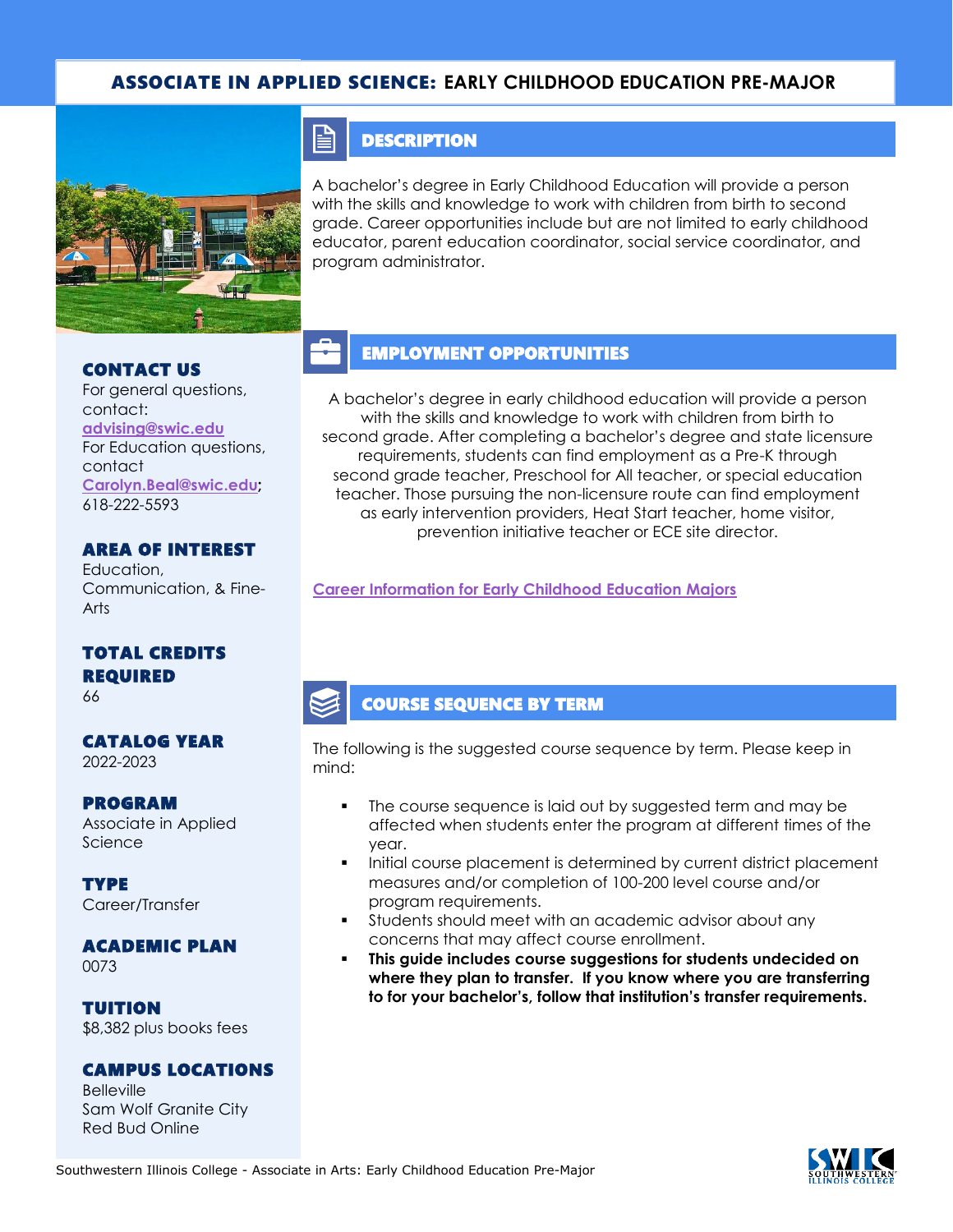# ASSOCIATE IN APPLIED SCIENCE: EARLY CHILDHOOD EDUCATION PRE-MAJOR

## CONTACT US

For general questions, contact:
advising@swic.edu
For Education questions, contact
Carolyn.Beal@swic.edu;
618-222-5593

## AREA OF INTEREST

Education, Communication, & Fine-Arts

## TOTAL CREDITS REQUIRED

66

## CATALOG YEAR

2022-2023

## PROGRAM

Associate in Applied Science

## TYPE

Career/Transfer

## ACADEMIC PLAN

0073

## TUITION

$8,382 plus books fees

## CAMPUS LOCATIONS

Belleville
Sam Wolf Granite City
Red Bud Online

## DESCRIPTION

A bachelor's degree in Early Childhood Education will provide a person with the skills and knowledge to work with children from birth to second grade. Career opportunities include but are not limited to early childhood educator, parent education coordinator, social service coordinator, and program administrator.

## EMPLOYMENT OPPORTUNITIES

A bachelor's degree in early childhood education will provide a person with the skills and knowledge to work with children from birth to second grade. After completing a bachelor's degree and state licensure requirements, students can find employment as a Pre-K through second grade teacher, Preschool for All teacher, or special education teacher. Those pursuing the non-licensure route can find employment as early intervention providers, Heat Start teacher, home visitor, prevention initiative teacher or ECE site director.

Career Information for Early Childhood Education Majors

## COURSE SEQUENCE BY TERM

The following is the suggested course sequence by term. Please keep in mind:

- The course sequence is laid out by suggested term and may be affected when students enter the program at different times of the year.
- Initial course placement is determined by current district placement measures and/or completion of 100-200 level course and/or program requirements.
- Students should meet with an academic advisor about any concerns that may affect course enrollment.
- **This guide includes course suggestions for students undecided on where they plan to transfer. If you know where you are transferring to for your bachelor's, follow that institution's transfer requirements.**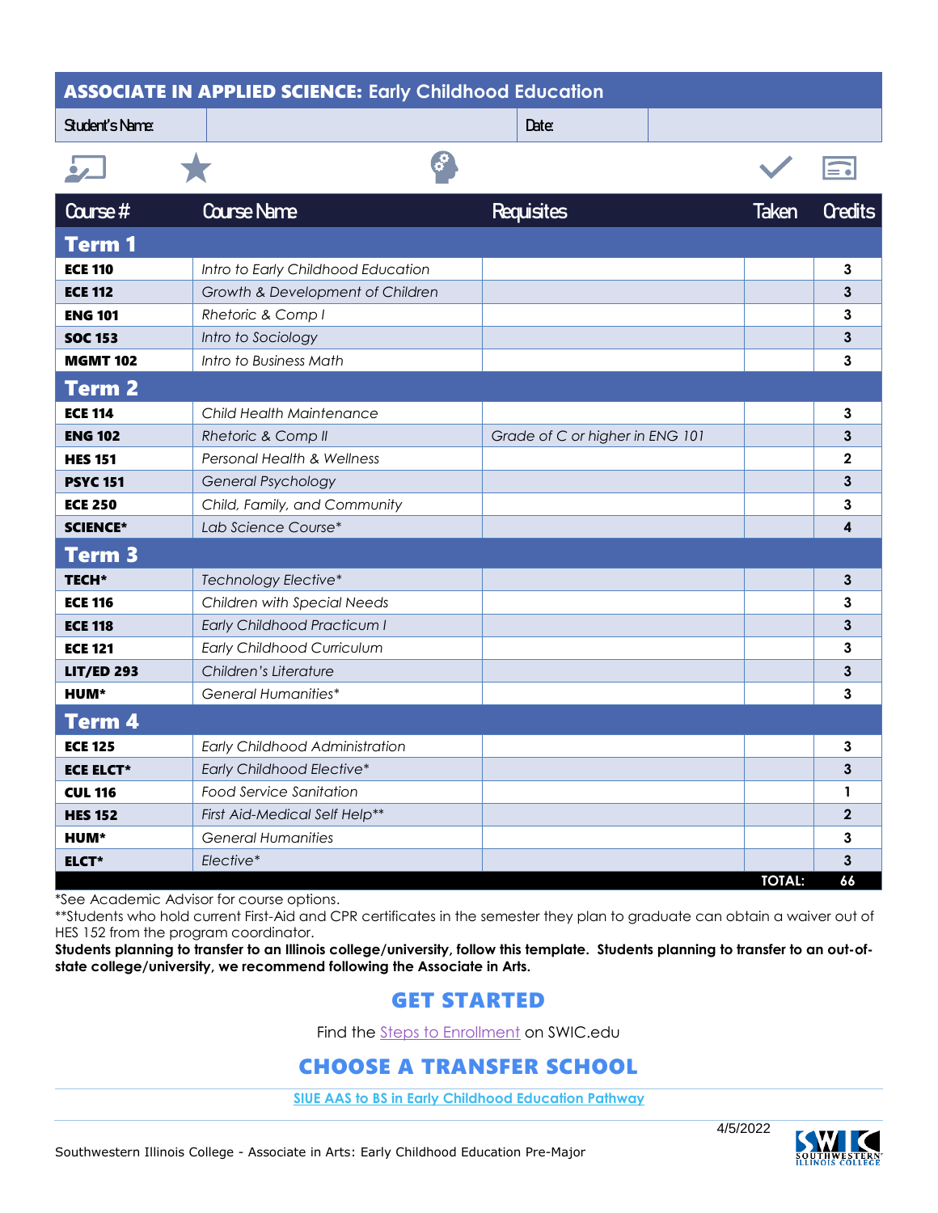# ASSOCIATE IN APPLIED SCIENCE: Early Childhood Education

| Student's Name: | | Date: | |
|---|---|---|---|

| Course # | Course Name | Requisites | Taken | Credits |
|---|---|---|---|---|
| **Term 1** | | | | |
| **ECE 110** | *Intro to Early Childhood Education* | | | 3 |
| **ECE 112** | *Growth & Development of Children* | | | 3 |
| **ENG 101** | *Rhetoric & Comp I* | | | 3 |
| **SOC 153** | *Intro to Sociology* | | | 3 |
| **MGMT 102** | *Intro to Business Math* | | | 3 |
| **Term 2** | | | | |
| **ECE 114** | *Child Health Maintenance* | | | 3 |
| **ENG 102** | *Rhetoric & Comp II* | *Grade of C or higher in ENG 101* | | 3 |
| **HES 151** | *Personal Health & Wellness* | | | 2 |
| **PSYC 151** | *General Psychology* | | | 3 |
| **ECE 250** | *Child, Family, and Community* | | | 3 |
| **SCIENCE*** | *Lab Science Course** | | | 4 |
| **Term 3** | | | | |
| **TECH*** | *Technology Elective** | | | 3 |
| **ECE 116** | *Children with Special Needs* | | | 3 |
| **ECE 118** | *Early Childhood Practicum I* | | | 3 |
| **ECE 121** | *Early Childhood Curriculum* | | | 3 |
| **LIT/ED 293** | *Children's Literature* | | | 3 |
| **HUM*** | *General Humanities** | | | 3 |
| **Term 4** | | | | |
| **ECE 125** | *Early Childhood Administration* | | | 3 |
| **ECE ELCT*** | *Early Childhood Elective** | | | 3 |
| **CUL 116** | *Food Service Sanitation* | | | 1 |
| **HES 152** | *First Aid-Medical Self Help*** | | | 2 |
| **HUM*** | *General Humanities* | | | 3 |
| **ELCT*** | *Elective** | | | 3 |
| | | | **TOTAL:** | **66** |

*See Academic Advisor for course options.
**Students who hold current First-Aid and CPR certificates in the semester they plan to graduate can obtain a waiver out of HES 152 from the program coordinator.
**Students planning to transfer to an Illinois college/university, follow this template. Students planning to transfer to an out-of-state college/university, we recommend following the Associate in Arts.**

## GET STARTED

Find the Steps to Enrollment on SWIC.edu

## CHOOSE A TRANSFER SCHOOL

SIUE AAS to BS in Early Childhood Education Pathway

4/5/2022

Southwestern Illinois College - Associate in Arts: Early Childhood Education Pre-Major